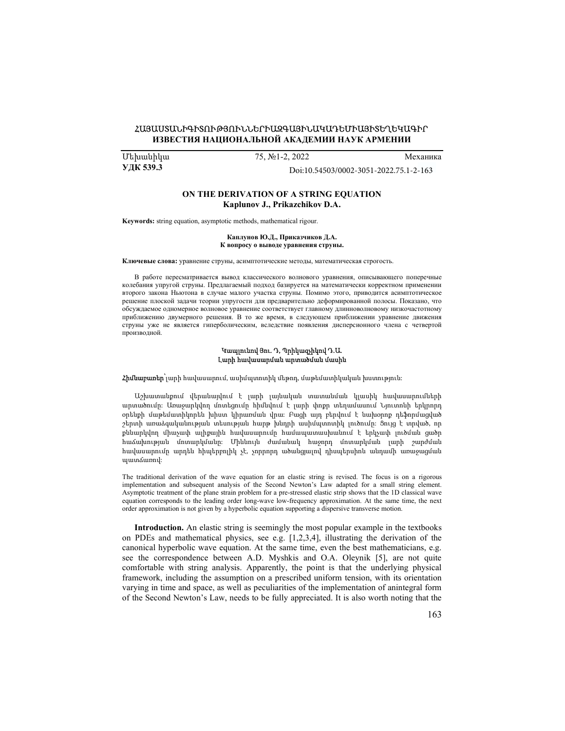ՀԱՅԱՍՏԱՆԻԳԻՏՈՒԹՅՈՒՆՆԵՐԻԱԶԳԱՅԻՆԱԿԱԴԵՄԻԱՅԻՏԵՂԵԿԱԳԻՐ
**ИЗВЕСТИЯ НАЦИОНАЛЬНОЙ АКАДЕМИИ НАУК АРМЕНИИ**

Մեխանիկա 75, №1-2, 2022 Механика

**УДК 539.3**

Doi:10.54503/0002-3051-2022.75.1-2-163

# ON THE DERIVATION OF A STRING EQUATION

**Kaplunov J., Prikazchikov D.A.**

**Keywords:** string equation, asymptotic methods, mathematical rigour.

**Каплунов Ю.Д., Приказчиков Д.А.**
**К вопросу о выводе уравнения струны.**

**Ключевые слова:** уравнение струны, асимптотические методы, математическая строгость.

В работе пересматривается вывод классического волнового уравнения, описывающего поперечные колебания упругой струны. Предлагаемый подход базируется на математически корректном применении второго закона Ньютона в случае малого участка струны. Помимо этого, приводится асимптотическое решение плоской задачи теории упругости для предварительно деформированной полосы. Показано, что обсуждаемое одномерное волновое уравнение соответствует главному длинноволновому низкочастотному приближению двумерного решения. В то же время, в следующем приближении уравнение движения струны уже не является гиперболическим, вследствие появления дисперсионного члена с четвертой производной.

**Կապլունով Յու. Դ, Պրիկազչիկով Դ.Ա.**
**Լարի հավասարման արտածման մասին**

**Հիմնաբառեր՝** լարի հավասարում, ասիմպտոտիկ մեթոդ, մաթեմատիկական խստություն:

Աշխատանքում վերանայվում է լարի լայնական տատանման կլասիկ հավասարումների արտածումը: Առաջարկվող մոտեցումը հիմնվում է լարի փոքր տեղամասում Նյուտոնի երկրորդ օրենքի մաթեմատիկորեն խիստ կիրառման վրա: Բացի այդ բերվում է նախօրոք դեֆորմացված շերտի առաձգականության տեսության հարթ խնդրի ասիմպտոտիկ լուծումը: Ցույց է տրված, որ քննարկվող միաչափ ալիքային հավասարումը համապատասխանում է երկչափ լուծման ցածր հաճախության մոտարկմանը: Միևնույն ժամանակ հաջորդ մոտարկման լարի շարժման հավասարումը արդեն հիպերբոլիկ չէ, չորրորդ ածանցյալով դիսպերսիոն անդամի առաջացման պատճառով:

The traditional derivation of the wave equation for an elastic string is revised. The focus is on a rigorous implementation and subsequent analysis of the Second Newton's Law adapted for a small string element. Asymptotic treatment of the plane strain problem for a pre-stressed elastic strip shows that the 1D classical wave equation corresponds to the leading order long-wave low-frequency approximation. At the same time, the next order approximation is not given by a hyperbolic equation supporting a dispersive transverse motion.

**Introduction.** An elastic string is seemingly the most popular example in the textbooks on PDEs and mathematical physics, see e.g. [1,2,3,4], illustrating the derivation of the canonical hyperbolic wave equation. At the same time, even the best mathematicians, e.g. see the correspondence between A.D. Myshkis and O.A. Oleynik [5], are not quite comfortable with string analysis. Apparently, the point is that the underlying physical framework, including the assumption on a prescribed uniform tension, with its orientation varying in time and space, as well as peculiarities of the implementation of anintegral form of the Second Newton's Law, needs to be fully appreciated. It is also worth noting that the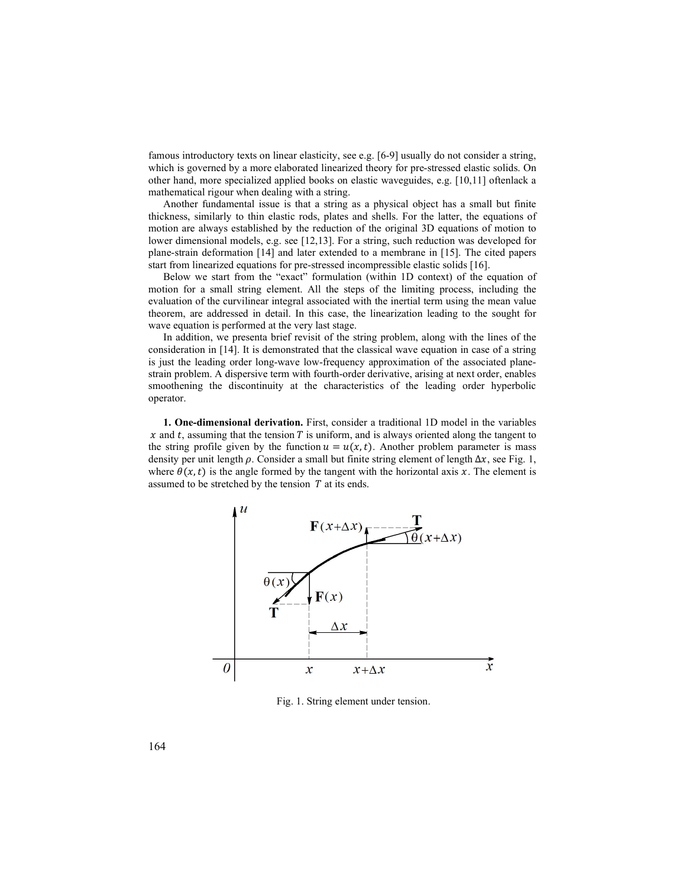famous introductory texts on linear elasticity, see e.g. [6-9] usually do not consider a string, which is governed by a more elaborated linearized theory for pre-stressed elastic solids. On other hand, more specialized applied books on elastic waveguides, e.g. [10,11] oftenlack a mathematical rigour when dealing with a string.

Another fundamental issue is that a string as a physical object has a small but finite thickness, similarly to thin elastic rods, plates and shells. For the latter, the equations of motion are always established by the reduction of the original 3D equations of motion to lower dimensional models, e.g. see [12,13]. For a string, such reduction was developed for plane-strain deformation [14] and later extended to a membrane in [15]. The cited papers start from linearized equations for pre-stressed incompressible elastic solids [16].

Below we start from the "exact" formulation (within 1D context) of the equation of motion for a small string element. All the steps of the limiting process, including the evaluation of the curvilinear integral associated with the inertial term using the mean value theorem, are addressed in detail. In this case, the linearization leading to the sought for wave equation is performed at the very last stage.

In addition, we presenta brief revisit of the string problem, along with the lines of the consideration in [14]. It is demonstrated that the classical wave equation in case of a string is just the leading order long-wave low-frequency approximation of the associated plane-strain problem. A dispersive term with fourth-order derivative, arising at next order, enables smoothening the discontinuity at the characteristics of the leading order hyperbolic operator.

**1. One-dimensional derivation.** First, consider a traditional 1D model in the variables $x$ and $t$, assuming that the tension $T$ is uniform, and is always oriented along the tangent to the string profile given by the function $u = u(x,t)$. Another problem parameter is mass density per unit length $\rho$. Consider a small but finite string element of length $\Delta x$, see Fig. 1, where $\theta(x,t)$ is the angle formed by the tangent with the horizontal axis $x$. The element is assumed to be stretched by the tension $T$ at its ends.

Fig. 1. String element under tension.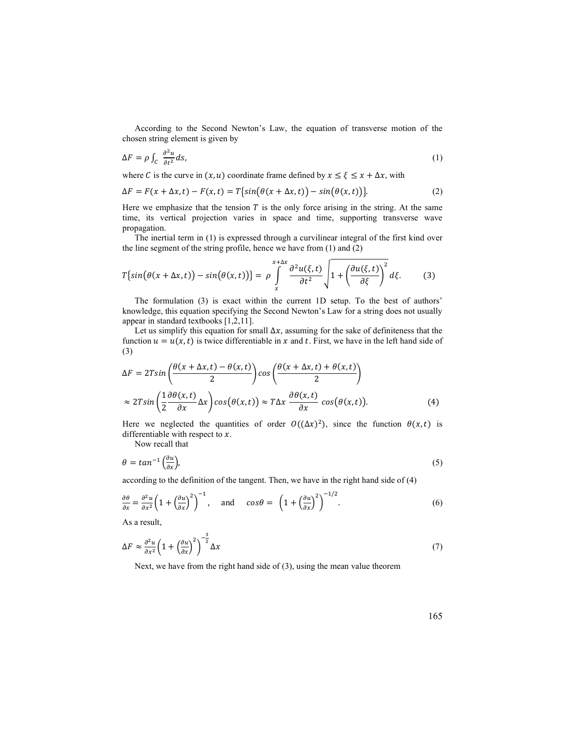According to the Second Newton's Law, the equation of transverse motion of the chosen string element is given by

$$\Delta F = \rho \int_C \frac{\partial^2 u}{\partial t^2} ds, \tag{1}$$

where $C$ is the curve in $(x, u)$ coordinate frame defined by $x \leq \xi \leq x + \Delta x$, with

$$\Delta F = F(x + \Delta x, t) - F(x, t) = T\{sin(\theta(x + \Delta x, t)) - sin(\theta(x, t))\}. \tag{2}$$

Here we emphasize that the tension $T$ is the only force arising in the string. At the same time, its vertical projection varies in space and time, supporting transverse wave propagation.

The inertial term in (1) is expressed through a curvilinear integral of the first kind over the line segment of the string profile, hence we have from (1) and (2)

$$T\{sin(\theta(x + \Delta x, t)) - sin(\theta(x, t))\} = \rho \int_x^{x+\Delta x} \frac{\partial^2 u(\xi, t)}{\partial t^2} \sqrt{1 + \left(\frac{\partial u(\xi, t)}{\partial \xi}\right)^2} d\xi. \tag{3}$$

The formulation (3) is exact within the current 1D setup. To the best of authors' knowledge, this equation specifying the Second Newton's Law for a string does not usually appear in standard textbooks [1,2,11].

Let us simplify this equation for small $\Delta x$, assuming for the sake of definiteness that the function $u = u(x, t)$ is twice differentiable in $x$ and $t$. First, we have in the left hand side of (3)

$$\Delta F = 2T sin\left(\frac{\theta(x + \Delta x, t) - \theta(x, t)}{2}\right) cos\left(\frac{\theta(x + \Delta x, t) + \theta(x, t)}{2}\right)$$

$$\approx 2T sin\left(\frac{1}{2}\frac{\partial \theta(x, t)}{\partial x}\Delta x\right) cos(\theta(x, t)) \approx T\Delta x \frac{\partial \theta(x, t)}{\partial x} cos(\theta(x, t)). \tag{4}$$

Here we neglected the quantities of order $O((\Delta x)^2)$, since the function $\theta(x, t)$ is differentiable with respect to $x$.

Now recall that

$$\theta = tan^{-1}\left(\frac{\partial u}{\partial x}\right), \tag{5}$$

according to the definition of the tangent. Then, we have in the right hand side of (4)

$$\frac{\partial \theta}{\partial x} = \frac{\partial^2 u}{\partial x^2}\left(1 + \left(\frac{\partial u}{\partial x}\right)^2\right)^{-1}, \quad \text{and} \quad cos\theta = \left(1 + \left(\frac{\partial u}{\partial x}\right)^2\right)^{-1/2}. \tag{6}$$

As a result,

$$\Delta F \approx \frac{\partial^2 u}{\partial x^2}\left(1 + \left(\frac{\partial u}{\partial x}\right)^2\right)^{-\frac{3}{2}} \Delta x \tag{7}$$

Next, we have from the right hand side of (3), using the mean value theorem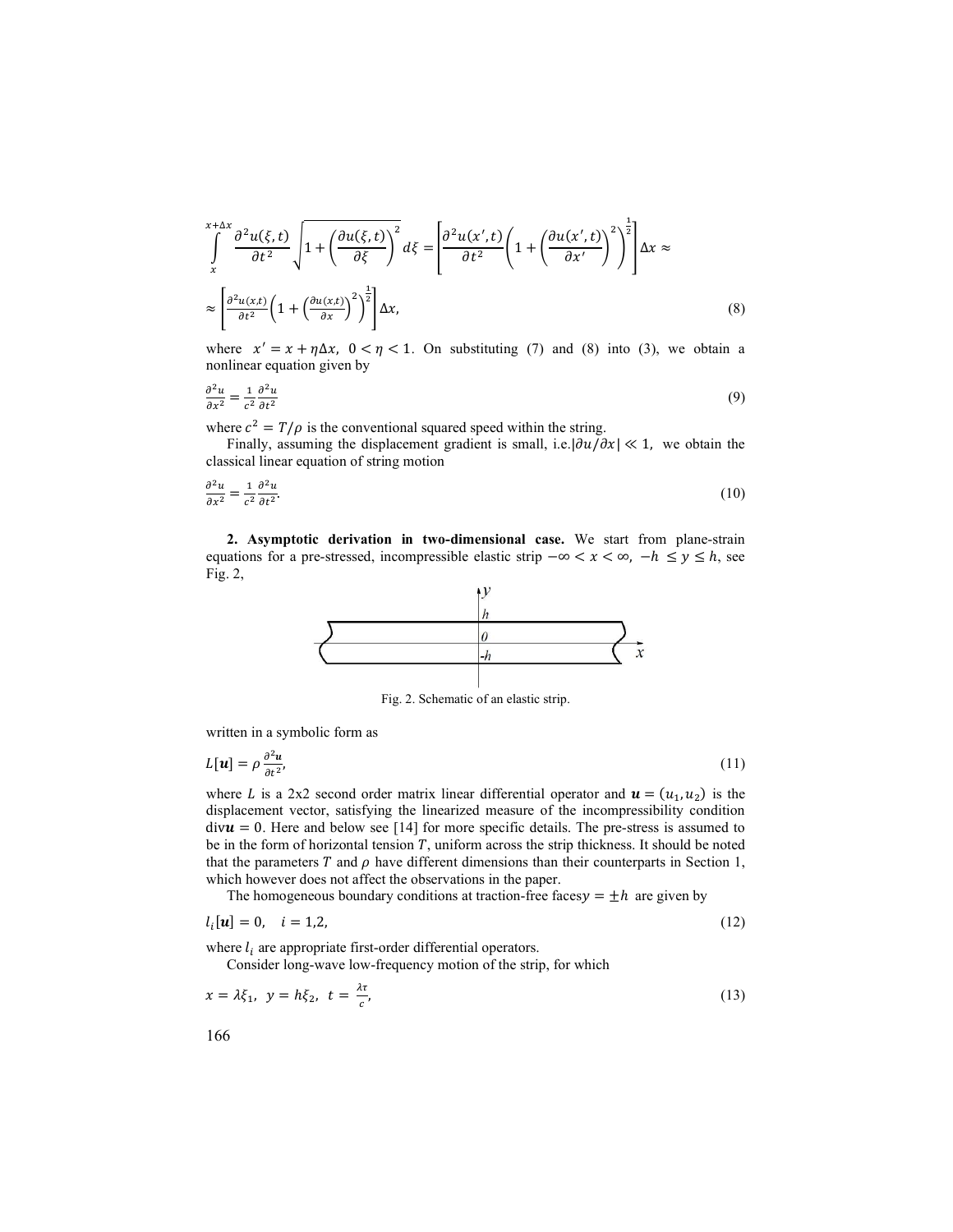$$\int_{x}^{x+\Delta x} \frac{\partial^2 u(\xi,t)}{\partial t^2} \sqrt{1+\left(\frac{\partial u(\xi,t)}{\partial \xi}\right)^2}\, d\xi = \left[\frac{\partial^2 u(x',t)}{\partial t^2}\left(1+\left(\frac{\partial u(x',t)}{\partial x'}\right)^2\right)^{\frac{1}{2}}\right]\Delta x \approx$$

$$\approx \left[\frac{\partial^2 u(x,t)}{\partial t^2}\left(1+\left(\frac{\partial u(x,t)}{\partial x}\right)^2\right)^{\frac{1}{2}}\right]\Delta x, \tag{8}$$

where $x' = x + \eta\Delta x,\ 0 < \eta < 1$. On substituting (7) and (8) into (3), we obtain a nonlinear equation given by

$$\frac{\partial^2 u}{\partial x^2} = \frac{1}{c^2}\frac{\partial^2 u}{\partial t^2} \tag{9}$$

where $c^2 = T/\rho$ is the conventional squared speed within the string.

Finally, assuming the displacement gradient is small, i.e. $|\partial u/\partial x| \ll 1$, we obtain the classical linear equation of string motion

$$\frac{\partial^2 u}{\partial x^2} = \frac{1}{c^2}\frac{\partial^2 u}{\partial t^2}. \tag{10}$$

**2. Asymptotic derivation in two-dimensional case.** We start from plane-strain equations for a pre-stressed, incompressible elastic strip $-\infty < x < \infty,\ -h \le y \le h$, see Fig. 2,

Fig. 2. Schematic of an elastic strip.

written in a symbolic form as

$$L[\boldsymbol{u}] = \rho\frac{\partial^2 \boldsymbol{u}}{\partial t^2}, \tag{11}$$

where $L$ is a 2x2 second order matrix linear differential operator and $\boldsymbol{u} = (u_1, u_2)$ is the displacement vector, satisfying the linearized measure of the incompressibility condition $\text{div}\boldsymbol{u} = 0$. Here and below see [14] for more specific details. The pre-stress is assumed to be in the form of horizontal tension $T$, uniform across the strip thickness. It should be noted that the parameters $T$ and $\rho$ have different dimensions than their counterparts in Section 1, which however does not affect the observations in the paper.

The homogeneous boundary conditions at traction-free faces $y = \pm h$ are given by

$$l_i[\boldsymbol{u}] = 0, \quad i = 1,2, \tag{12}$$

where $l_i$ are appropriate first-order differential operators.

Consider long-wave low-frequency motion of the strip, for which

$$x = \lambda\xi_1,\ \ y = h\xi_2,\ \ t = \frac{\lambda\tau}{c}, \tag{13}$$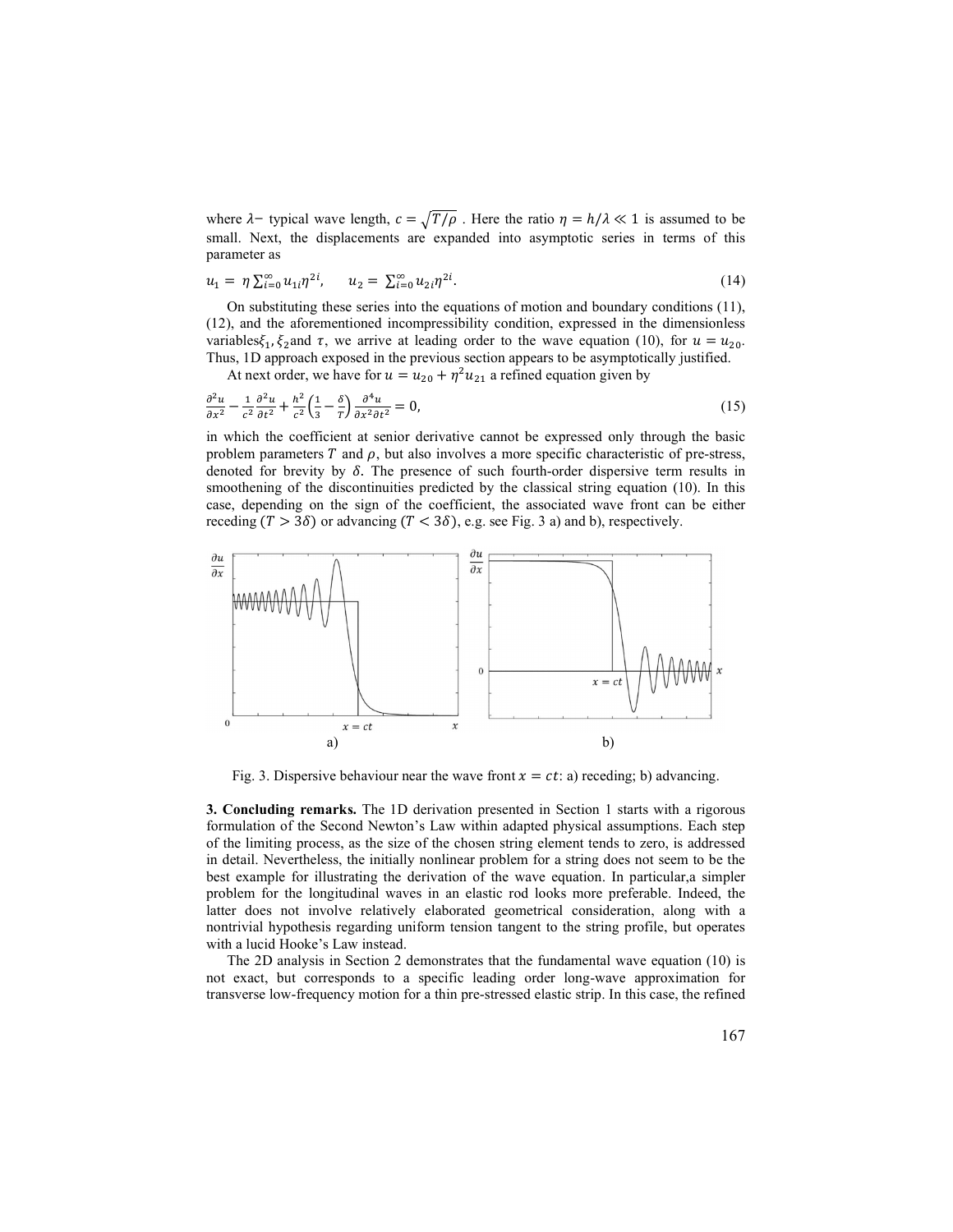where $\lambda-$ typical wave length, $c = \sqrt{T/\rho}$ . Here the ratio $\eta = h/\lambda \ll 1$ is assumed to be small. Next, the displacements are expanded into asymptotic series in terms of this parameter as

$$u_1 = \eta \sum_{i=0}^{\infty} u_{1i} \eta^{2i}, \qquad u_2 = \sum_{i=0}^{\infty} u_{2i} \eta^{2i}. \tag{14}$$

On substituting these series into the equations of motion and boundary conditions (11), (12), and the aforementioned incompressibility condition, expressed in the dimensionless variables $\xi_1$, $\xi_2$ and $\tau$, we arrive at leading order to the wave equation (10), for $u = u_{20}$. Thus, 1D approach exposed in the previous section appears to be asymptotically justified.

At next order, we have for $u = u_{20} + \eta^2 u_{21}$ a refined equation given by

$$\frac{\partial^2 u}{\partial x^2} - \frac{1}{c^2}\frac{\partial^2 u}{\partial t^2} + \frac{h^2}{c^2}\left(\frac{1}{3} - \frac{\delta}{T}\right)\frac{\partial^4 u}{\partial x^2 \partial t^2} = 0, \tag{15}$$

in which the coefficient at senior derivative cannot be expressed only through the basic problem parameters $T$ and $\rho$, but also involves a more specific characteristic of pre-stress, denoted for brevity by $\delta$. The presence of such fourth-order dispersive term results in smoothening of the discontinuities predicted by the classical string equation (10). In this case, depending on the sign of the coefficient, the associated wave front can be either receding ($T > 3\delta$) or advancing ($T < 3\delta$), e.g. see Fig. 3 a) and b), respectively.

Fig. 3. Dispersive behaviour near the wave front $x = ct$: a) receding; b) advancing.

**3. Concluding remarks.** The 1D derivation presented in Section 1 starts with a rigorous formulation of the Second Newton's Law within adapted physical assumptions. Each step of the limiting process, as the size of the chosen string element tends to zero, is addressed in detail. Nevertheless, the initially nonlinear problem for a string does not seem to be the best example for illustrating the derivation of the wave equation. In particular,a simpler problem for the longitudinal waves in an elastic rod looks more preferable. Indeed, the latter does not involve relatively elaborated geometrical consideration, along with a nontrivial hypothesis regarding uniform tension tangent to the string profile, but operates with a lucid Hooke's Law instead.

The 2D analysis in Section 2 demonstrates that the fundamental wave equation (10) is not exact, but corresponds to a specific leading order long-wave approximation for transverse low-frequency motion for a thin pre-stressed elastic strip. In this case, the refined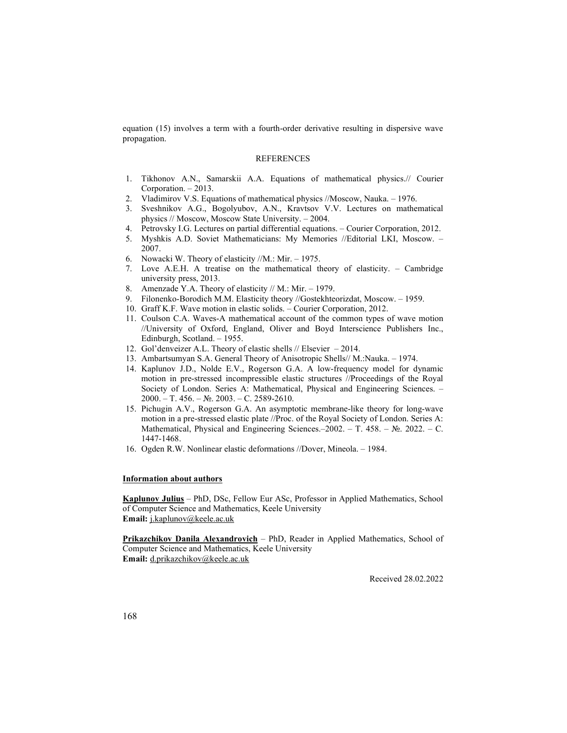equation (15) involves a term with a fourth-order derivative resulting in dispersive wave propagation.

## REFERENCES

1. Tikhonov A.N., Samarskii A.A. Equations of mathematical physics.// Courier Corporation. – 2013.
2. Vladimirov V.S. Equations of mathematical physics //Moscow, Nauka. – 1976.
3. Sveshnikov A.G., Bogolyubov, A.N., Kravtsov V.V. Lectures on mathematical physics // Moscow, Moscow State University. – 2004.
4. Petrovsky I.G. Lectures on partial differential equations. – Courier Corporation, 2012.
5. Myshkis A.D. Soviet Mathematicians: My Memories //Editorial LKI, Moscow. – 2007.
6. Nowacki W. Theory of elasticity //M.: Mir. – 1975.
7. Love A.E.H. A treatise on the mathematical theory of elasticity. – Cambridge university press, 2013.
8. Amenzade Y.A. Theory of elasticity // M.: Mir. – 1979.
9. Filonenko-Borodich M.M. Elasticity theory //Gostekhteorizdat, Moscow. – 1959.
10. Graff K.F. Wave motion in elastic solids. – Courier Corporation, 2012.
11. Coulson C.A. Waves-A mathematical account of the common types of wave motion //University of Oxford, England, Oliver and Boyd Interscience Publishers Inc., Edinburgh, Scotland. – 1955.
12. Gol'denveizer A.L. Theory of elastic shells // Elsevier – 2014.
13. Ambartsumyan S.A. General Theory of Anisotropic Shells// M.:Nauka. – 1974.
14. Kaplunov J.D., Nolde E.V., Rogerson G.A. A low-frequency model for dynamic motion in pre-stressed incompressible elastic structures //Proceedings of the Royal Society of London. Series A: Mathematical, Physical and Engineering Sciences. – 2000. – T. 456. – №. 2003. – C. 2589-2610.
15. Pichugin A.V., Rogerson G.A. An asymptotic membrane-like theory for long-wave motion in a pre-stressed elastic plate //Proc. of the Royal Society of London. Series A: Mathematical, Physical and Engineering Sciences.–2002. – T. 458. – №. 2022. – C. 1447-1468.
16. Ogden R.W. Nonlinear elastic deformations //Dover, Mineola. – 1984.

**Information about authors**

**Kaplunov Julius** – PhD, DSc, Fellow Eur ASc, Professor in Applied Mathematics, School of Computer Science and Mathematics, Keele University
**Email:** j.kaplunov@keele.ac.uk

**Prikazchikov Danila Alexandrovich** – PhD, Reader in Applied Mathematics, School of Computer Science and Mathematics, Keele University
**Email:** d.prikazchikov@keele.ac.uk

Received 28.02.2022